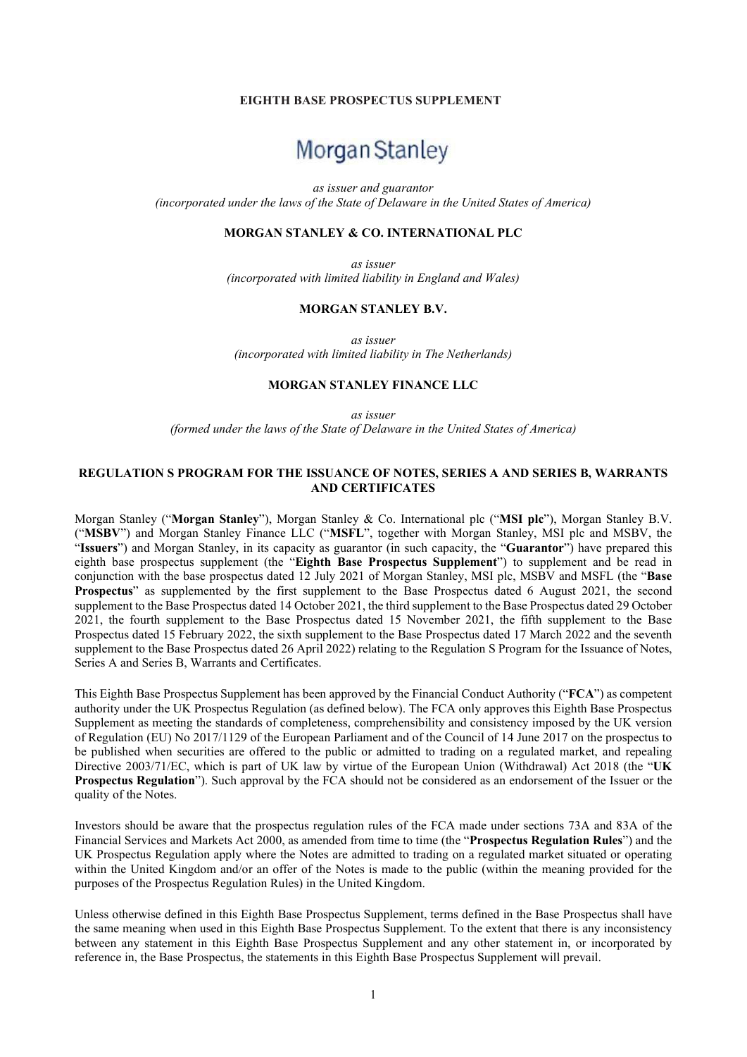**EIGHTH BASE PROSPECTUS SUPPLEMENT**

# Morgan Stanley

*as issuer and guarantor*
*(incorporated under the laws of the State of Delaware in the United States of America)*

**MORGAN STANLEY & CO. INTERNATIONAL PLC**

*as issuer*
*(incorporated with limited liability in England and Wales)*

**MORGAN STANLEY B.V.**

*as issuer*
*(incorporated with limited liability in The Netherlands)*

**MORGAN STANLEY FINANCE LLC**

*as issuer*
*(formed under the laws of the State of Delaware in the United States of America)*

## REGULATION S PROGRAM FOR THE ISSUANCE OF NOTES, SERIES A AND SERIES B, WARRANTS AND CERTIFICATES

Morgan Stanley ("**Morgan Stanley**"), Morgan Stanley & Co. International plc ("**MSI plc**"), Morgan Stanley B.V. ("**MSBV**") and Morgan Stanley Finance LLC ("**MSFL**", together with Morgan Stanley, MSI plc and MSBV, the "**Issuers**") and Morgan Stanley, in its capacity as guarantor (in such capacity, the "**Guarantor**") have prepared this eighth base prospectus supplement (the "**Eighth Base Prospectus Supplement**") to supplement and be read in conjunction with the base prospectus dated 12 July 2021 of Morgan Stanley, MSI plc, MSBV and MSFL (the "**Base Prospectus**" as supplemented by the first supplement to the Base Prospectus dated 6 August 2021, the second supplement to the Base Prospectus dated 14 October 2021, the third supplement to the Base Prospectus dated 29 October 2021, the fourth supplement to the Base Prospectus dated 15 November 2021, the fifth supplement to the Base Prospectus dated 15 February 2022, the sixth supplement to the Base Prospectus dated 17 March 2022 and the seventh supplement to the Base Prospectus dated 26 April 2022) relating to the Regulation S Program for the Issuance of Notes, Series A and Series B, Warrants and Certificates.

This Eighth Base Prospectus Supplement has been approved by the Financial Conduct Authority ("**FCA**") as competent authority under the UK Prospectus Regulation (as defined below). The FCA only approves this Eighth Base Prospectus Supplement as meeting the standards of completeness, comprehensibility and consistency imposed by the UK version of Regulation (EU) No 2017/1129 of the European Parliament and of the Council of 14 June 2017 on the prospectus to be published when securities are offered to the public or admitted to trading on a regulated market, and repealing Directive 2003/71/EC, which is part of UK law by virtue of the European Union (Withdrawal) Act 2018 (the "**UK Prospectus Regulation**"). Such approval by the FCA should not be considered as an endorsement of the Issuer or the quality of the Notes.

Investors should be aware that the prospectus regulation rules of the FCA made under sections 73A and 83A of the Financial Services and Markets Act 2000, as amended from time to time (the "**Prospectus Regulation Rules**") and the UK Prospectus Regulation apply where the Notes are admitted to trading on a regulated market situated or operating within the United Kingdom and/or an offer of the Notes is made to the public (within the meaning provided for the purposes of the Prospectus Regulation Rules) in the United Kingdom.

Unless otherwise defined in this Eighth Base Prospectus Supplement, terms defined in the Base Prospectus shall have the same meaning when used in this Eighth Base Prospectus Supplement. To the extent that there is any inconsistency between any statement in this Eighth Base Prospectus Supplement and any other statement in, or incorporated by reference in, the Base Prospectus, the statements in this Eighth Base Prospectus Supplement will prevail.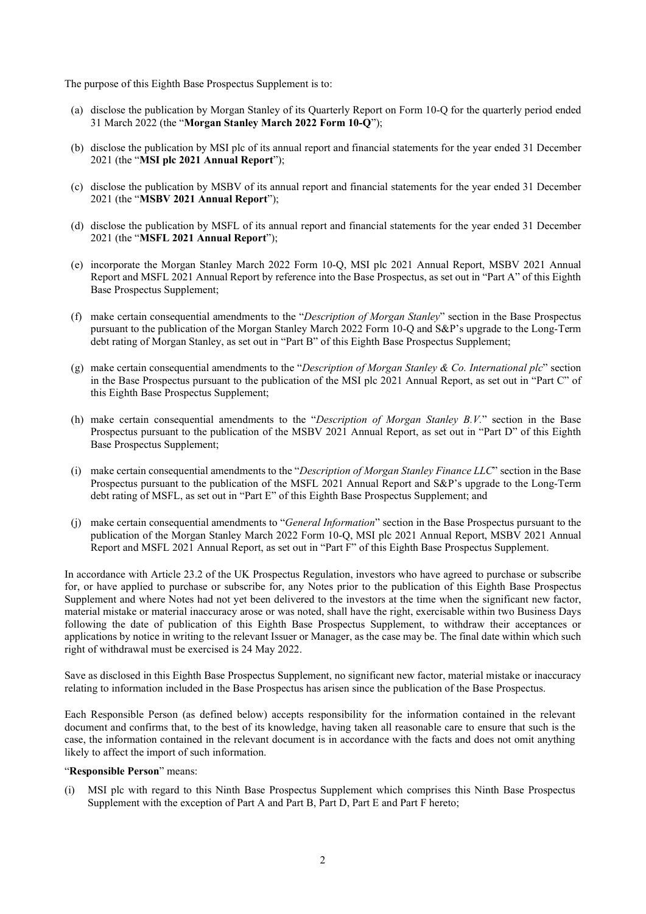The purpose of this Eighth Base Prospectus Supplement is to:

(a) disclose the publication by Morgan Stanley of its Quarterly Report on Form 10-Q for the quarterly period ended 31 March 2022 (the "**Morgan Stanley March 2022 Form 10-Q**");

(b) disclose the publication by MSI plc of its annual report and financial statements for the year ended 31 December 2021 (the "**MSI plc 2021 Annual Report**");

(c) disclose the publication by MSBV of its annual report and financial statements for the year ended 31 December 2021 (the "**MSBV 2021 Annual Report**");

(d) disclose the publication by MSFL of its annual report and financial statements for the year ended 31 December 2021 (the "**MSFL 2021 Annual Report**");

(e) incorporate the Morgan Stanley March 2022 Form 10-Q, MSI plc 2021 Annual Report, MSBV 2021 Annual Report and MSFL 2021 Annual Report by reference into the Base Prospectus, as set out in "Part A" of this Eighth Base Prospectus Supplement;

(f) make certain consequential amendments to the "*Description of Morgan Stanley*" section in the Base Prospectus pursuant to the publication of the Morgan Stanley March 2022 Form 10-Q and S&P's upgrade to the Long-Term debt rating of Morgan Stanley, as set out in "Part B" of this Eighth Base Prospectus Supplement;

(g) make certain consequential amendments to the "*Description of Morgan Stanley & Co. International plc*" section in the Base Prospectus pursuant to the publication of the MSI plc 2021 Annual Report, as set out in "Part C" of this Eighth Base Prospectus Supplement;

(h) make certain consequential amendments to the "*Description of Morgan Stanley B.V.*" section in the Base Prospectus pursuant to the publication of the MSBV 2021 Annual Report, as set out in "Part D" of this Eighth Base Prospectus Supplement;

(i) make certain consequential amendments to the "*Description of Morgan Stanley Finance LLC*" section in the Base Prospectus pursuant to the publication of the MSFL 2021 Annual Report and S&P's upgrade to the Long-Term debt rating of MSFL, as set out in "Part E" of this Eighth Base Prospectus Supplement; and

(j) make certain consequential amendments to "*General Information*" section in the Base Prospectus pursuant to the publication of the Morgan Stanley March 2022 Form 10-Q, MSI plc 2021 Annual Report, MSBV 2021 Annual Report and MSFL 2021 Annual Report, as set out in "Part F" of this Eighth Base Prospectus Supplement.

In accordance with Article 23.2 of the UK Prospectus Regulation, investors who have agreed to purchase or subscribe for, or have applied to purchase or subscribe for, any Notes prior to the publication of this Eighth Base Prospectus Supplement and where Notes had not yet been delivered to the investors at the time when the significant new factor, material mistake or material inaccuracy arose or was noted, shall have the right, exercisable within two Business Days following the date of publication of this Eighth Base Prospectus Supplement, to withdraw their acceptances or applications by notice in writing to the relevant Issuer or Manager, as the case may be. The final date within which such right of withdrawal must be exercised is 24 May 2022.

Save as disclosed in this Eighth Base Prospectus Supplement, no significant new factor, material mistake or inaccuracy relating to information included in the Base Prospectus has arisen since the publication of the Base Prospectus.

Each Responsible Person (as defined below) accepts responsibility for the information contained in the relevant document and confirms that, to the best of its knowledge, having taken all reasonable care to ensure that such is the case, the information contained in the relevant document is in accordance with the facts and does not omit anything likely to affect the import of such information.

"**Responsible Person**" means:

(i) MSI plc with regard to this Ninth Base Prospectus Supplement which comprises this Ninth Base Prospectus Supplement with the exception of Part A and Part B, Part D, Part E and Part F hereto;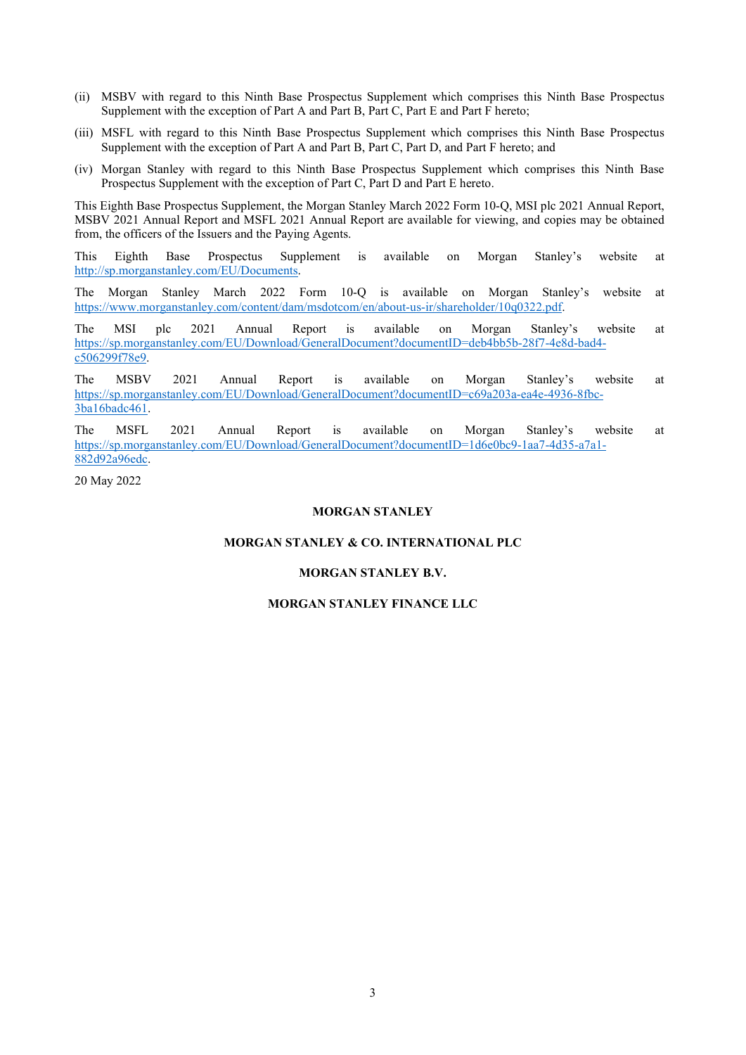(ii) MSBV with regard to this Ninth Base Prospectus Supplement which comprises this Ninth Base Prospectus Supplement with the exception of Part A and Part B, Part C, Part E and Part F hereto;

(iii) MSFL with regard to this Ninth Base Prospectus Supplement which comprises this Ninth Base Prospectus Supplement with the exception of Part A and Part B, Part C, Part D, and Part F hereto; and

(iv) Morgan Stanley with regard to this Ninth Base Prospectus Supplement which comprises this Ninth Base Prospectus Supplement with the exception of Part C, Part D and Part E hereto.

This Eighth Base Prospectus Supplement, the Morgan Stanley March 2022 Form 10-Q, MSI plc 2021 Annual Report, MSBV 2021 Annual Report and MSFL 2021 Annual Report are available for viewing, and copies may be obtained from, the officers of the Issuers and the Paying Agents.

This Eighth Base Prospectus Supplement is available on Morgan Stanley's website at http://sp.morganstanley.com/EU/Documents.

The Morgan Stanley March 2022 Form 10-Q is available on Morgan Stanley's website at https://www.morganstanley.com/content/dam/msdotcom/en/about-us-ir/shareholder/10q0322.pdf.

The MSI plc 2021 Annual Report is available on Morgan Stanley's website at https://sp.morganstanley.com/EU/Download/GeneralDocument?documentID=deb4bb5b-28f7-4e8d-bad4-c506299f78e9.

The MSBV 2021 Annual Report is available on Morgan Stanley's website at https://sp.morganstanley.com/EU/Download/GeneralDocument?documentID=c69a203a-ea4e-4936-8fbc-3ba16badc461.

The MSFL 2021 Annual Report is available on Morgan Stanley's website at https://sp.morganstanley.com/EU/Download/GeneralDocument?documentID=1d6e0bc9-1aa7-4d35-a7a1-882d92a96edc.

20 May 2022

**MORGAN STANLEY**

**MORGAN STANLEY & CO. INTERNATIONAL PLC**

**MORGAN STANLEY B.V.**

**MORGAN STANLEY FINANCE LLC**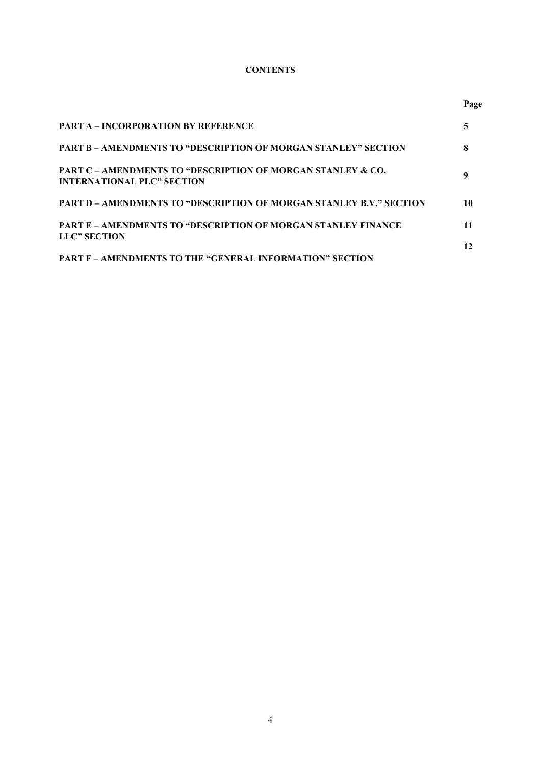**CONTENTS**

| | Page |
|---|---|
| **PART A – INCORPORATION BY REFERENCE** | **5** |
| **PART B – AMENDMENTS TO "DESCRIPTION OF MORGAN STANLEY" SECTION** | **8** |
| **PART C – AMENDMENTS TO "DESCRIPTION OF MORGAN STANLEY & CO. INTERNATIONAL PLC" SECTION** | **9** |
| **PART D – AMENDMENTS TO "DESCRIPTION OF MORGAN STANLEY B.V." SECTION** | **10** |
| **PART E – AMENDMENTS TO "DESCRIPTION OF MORGAN STANLEY FINANCE LLC" SECTION** | **11** |
| **PART F – AMENDMENTS TO THE "GENERAL INFORMATION" SECTION** | **12** |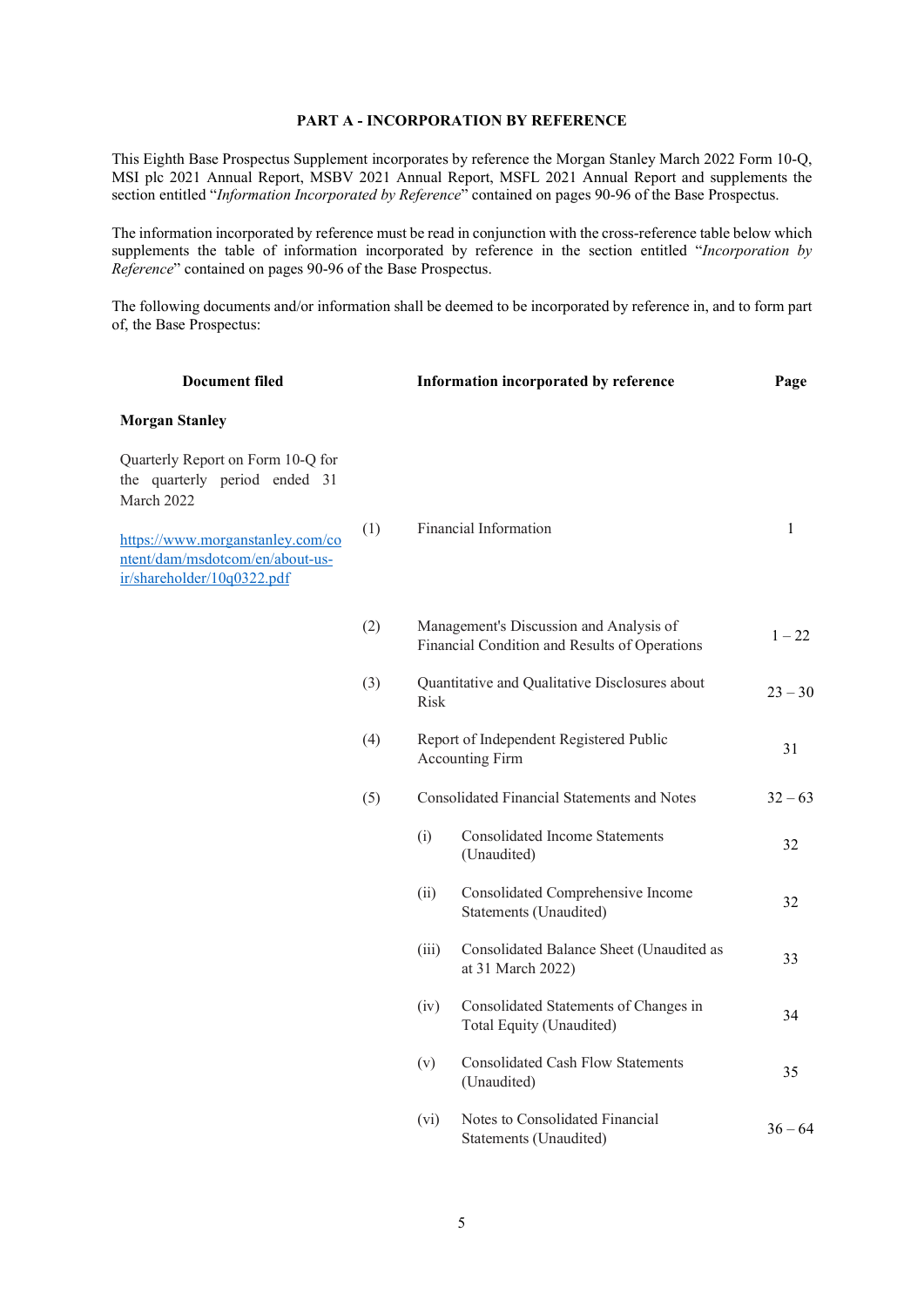**PART A - INCORPORATION BY REFERENCE**

This Eighth Base Prospectus Supplement incorporates by reference the Morgan Stanley March 2022 Form 10-Q, MSI plc 2021 Annual Report, MSBV 2021 Annual Report, MSFL 2021 Annual Report and supplements the section entitled "*Information Incorporated by Reference*" contained on pages 90-96 of the Base Prospectus.

The information incorporated by reference must be read in conjunction with the cross-reference table below which supplements the table of information incorporated by reference in the section entitled "*Incorporation by Reference*" contained on pages 90-96 of the Base Prospectus.

The following documents and/or information shall be deemed to be incorporated by reference in, and to form part of, the Base Prospectus:

| Document filed | | | Information incorporated by reference | Page |
|---|---|---|---|---|
| **Morgan Stanley** | | | | |
| Quarterly Report on Form 10-Q for the quarterly period ended 31 March 2022 https://www.morganstanley.com/content/dam/msdotcom/en/about-us-ir/shareholder/10q0322.pdf | (1) | | Financial Information | 1 |
| | (2) | | Management's Discussion and Analysis of Financial Condition and Results of Operations | 1 – 22 |
| | (3) | | Quantitative and Qualitative Disclosures about Risk | 23 – 30 |
| | (4) | | Report of Independent Registered Public Accounting Firm | 31 |
| | (5) | | Consolidated Financial Statements and Notes | 32 – 63 |
| | | (i) | Consolidated Income Statements (Unaudited) | 32 |
| | | (ii) | Consolidated Comprehensive Income Statements (Unaudited) | 32 |
| | | (iii) | Consolidated Balance Sheet (Unaudited as at 31 March 2022) | 33 |
| | | (iv) | Consolidated Statements of Changes in Total Equity (Unaudited) | 34 |
| | | (v) | Consolidated Cash Flow Statements (Unaudited) | 35 |
| | | (vi) | Notes to Consolidated Financial Statements (Unaudited) | 36 – 64 |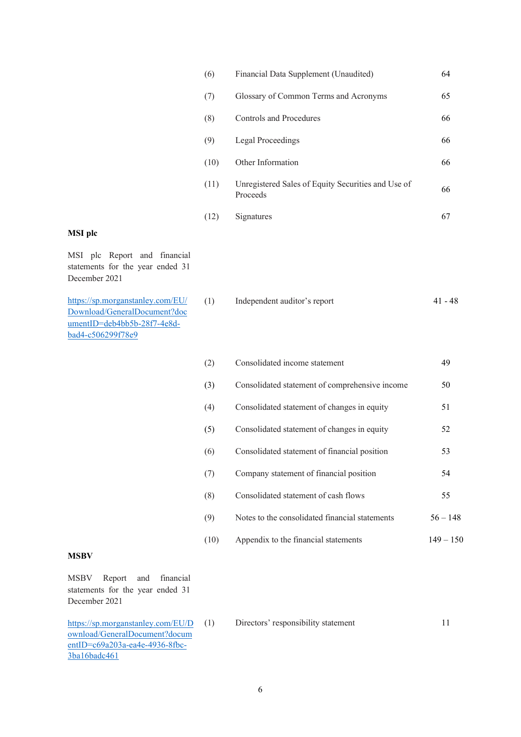| | | | |
|---|---|---|---|
| | (6) | Financial Data Supplement (Unaudited) | 64 |
| | (7) | Glossary of Common Terms and Acronyms | 65 |
| | (8) | Controls and Procedures | 66 |
| | (9) | Legal Proceedings | 66 |
| | (10) | Other Information | 66 |
| | (11) | Unregistered Sales of Equity Securities and Use of Proceeds | 66 |
| | (12) | Signatures | 67 |
| **MSI plc** | | | |
| MSI plc Report and financial statements for the year ended 31 December 2021 | | | |
| https://sp.morganstanley.com/EU/Download/GeneralDocument?documentID=deb4bb5b-28f7-4e8d-bad4-c506299f78e9 | (1) | Independent auditor's report | 41 - 48 |
| | (2) | Consolidated income statement | 49 |
| | (3) | Consolidated statement of comprehensive income | 50 |
| | (4) | Consolidated statement of changes in equity | 51 |
| | (5) | Consolidated statement of changes in equity | 52 |
| | (6) | Consolidated statement of financial position | 53 |
| | (7) | Company statement of financial position | 54 |
| | (8) | Consolidated statement of cash flows | 55 |
| | (9) | Notes to the consolidated financial statements | 56 – 148 |
| | (10) | Appendix to the financial statements | 149 – 150 |
| **MSBV** | | | |
| MSBV Report and financial statements for the year ended 31 December 2021 | | | |
| https://sp.morganstanley.com/EU/Download/GeneralDocument?documentID=c69a203a-ea4e-4936-8fbc-3ba16badc461 | (1) | Directors' responsibility statement | 11 |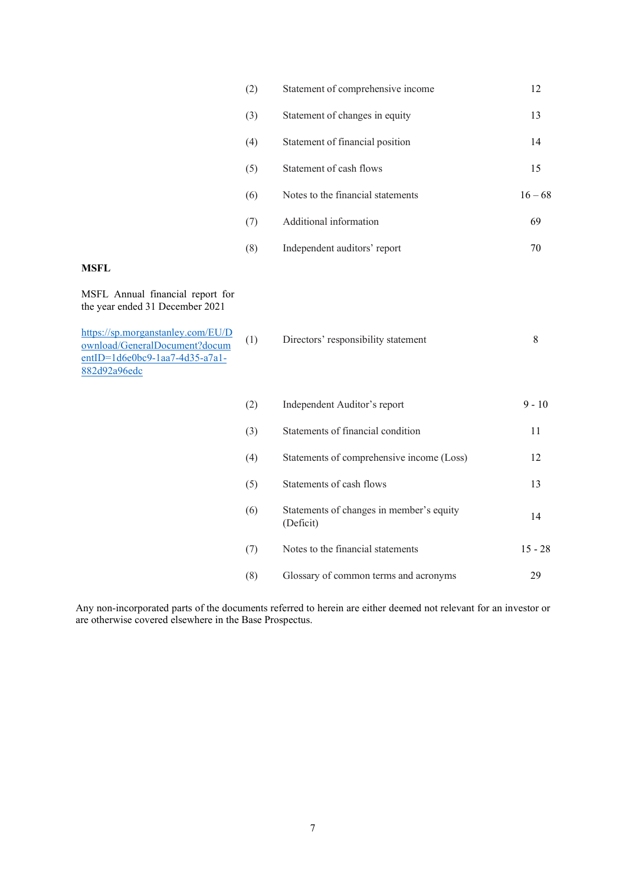| | | | |
|---|---|---|---|
| | (2) | Statement of comprehensive income | 12 |
| | (3) | Statement of changes in equity | 13 |
| | (4) | Statement of financial position | 14 |
| | (5) | Statement of cash flows | 15 |
| | (6) | Notes to the financial statements | 16 – 68 |
| | (7) | Additional information | 69 |
| | (8) | Independent auditors' report | 70 |
| **MSFL** | | | |
| MSFL Annual financial report for the year ended 31 December 2021 | | | |
| https://sp.morganstanley.com/EU/Download/GeneralDocument?documentID=1d6e0bc9-1aa7-4d35-a7a1-882d92a96edc | (1) | Directors' responsibility statement | 8 |
| | (2) | Independent Auditor's report | 9 - 10 |
| | (3) | Statements of financial condition | 11 |
| | (4) | Statements of comprehensive income (Loss) | 12 |
| | (5) | Statements of cash flows | 13 |
| | (6) | Statements of changes in member's equity (Deficit) | 14 |
| | (7) | Notes to the financial statements | 15 - 28 |
| | (8) | Glossary of common terms and acronyms | 29 |

Any non-incorporated parts of the documents referred to herein are either deemed not relevant for an investor or are otherwise covered elsewhere in the Base Prospectus.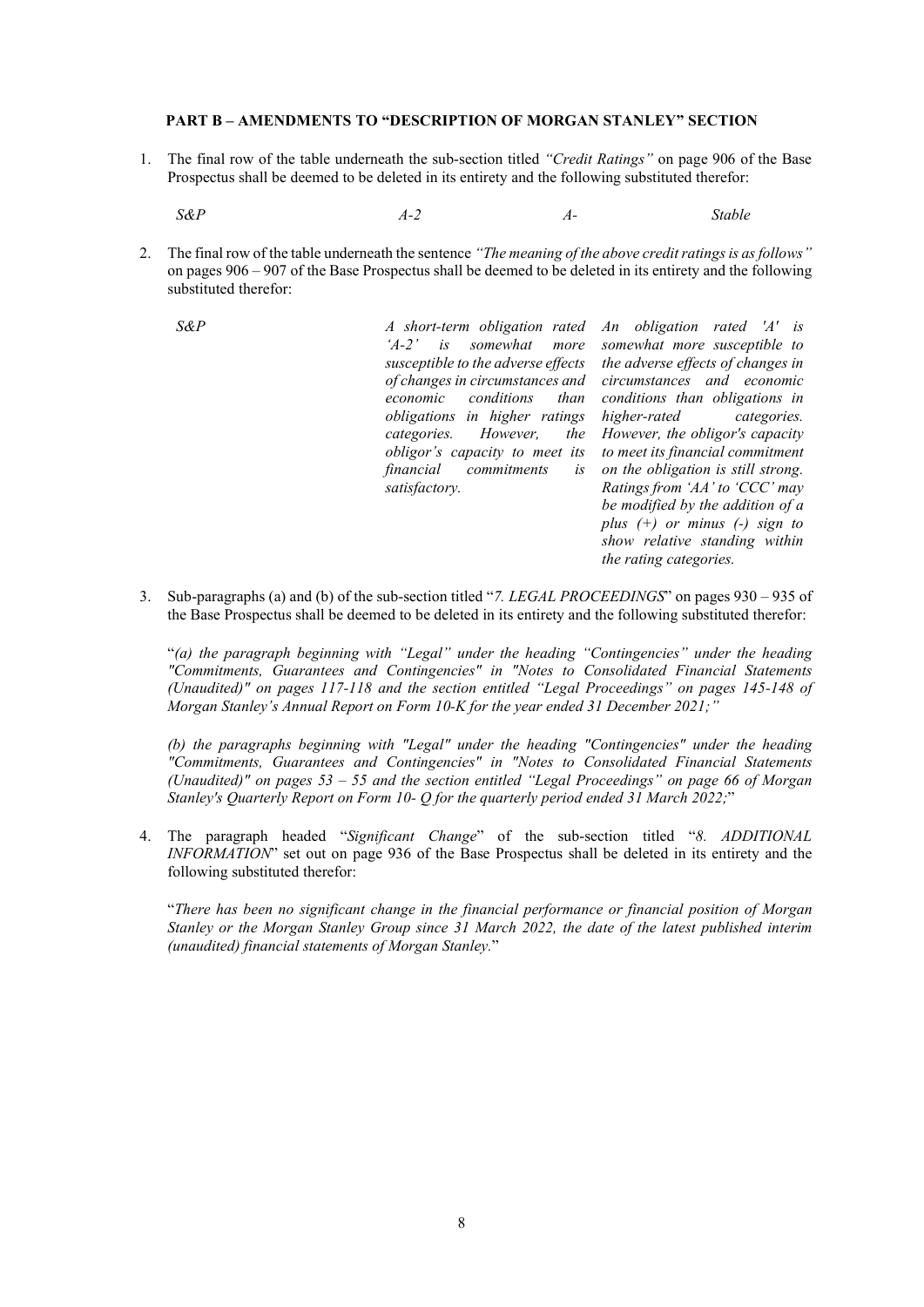**PART B – AMENDMENTS TO "DESCRIPTION OF MORGAN STANLEY" SECTION**

1. The final row of the table underneath the sub-section titled *"Credit Ratings"* on page 906 of the Base Prospectus shall be deemed to be deleted in its entirety and the following substituted therefor:

| | | | |
|---|---|---|---|
| *S&P* | *A-2* | *A-* | *Stable* |

2. The final row of the table underneath the sentence *"The meaning of the above credit ratings is as follows"* on pages 906 – 907 of the Base Prospectus shall be deemed to be deleted in its entirety and the following substituted therefor:

| | | |
|---|---|---|
| *S&P* | *A short-term obligation rated 'A-2' is somewhat more susceptible to the adverse effects of changes in circumstances and economic conditions than obligations in higher ratings categories. However, the obligor's capacity to meet its financial commitments is satisfactory.* | *An obligation rated 'A' is somewhat more susceptible to the adverse effects of changes in circumstances and economic conditions than obligations in higher-rated categories. However, the obligor's capacity to meet its financial commitment on the obligation is still strong. Ratings from 'AA' to 'CCC' may be modified by the addition of a plus (+) or minus (-) sign to show relative standing within the rating categories.* |

3. Sub-paragraphs (a) and (b) of the sub-section titled "*7. LEGAL PROCEEDINGS*" on pages 930 – 935 of the Base Prospectus shall be deemed to be deleted in its entirety and the following substituted therefor:

   "*(a) the paragraph beginning with "Legal" under the heading "Contingencies" under the heading "Commitments, Guarantees and Contingencies" in "Notes to Consolidated Financial Statements (Unaudited)" on pages 117-118 and the section entitled "Legal Proceedings" on pages 145-148 of Morgan Stanley's Annual Report on Form 10-K for the year ended 31 December 2021;"*

   *(b) the paragraphs beginning with "Legal" under the heading "Contingencies" under the heading "Commitments, Guarantees and Contingencies" in "Notes to Consolidated Financial Statements (Unaudited)" on pages 53 – 55 and the section entitled "Legal Proceedings" on page 66 of Morgan Stanley's Quarterly Report on Form 10- Q for the quarterly period ended 31 March 2022;*"

4. The paragraph headed "*Significant Change*" of the sub-section titled "*8. ADDITIONAL INFORMATION*" set out on page 936 of the Base Prospectus shall be deleted in its entirety and the following substituted therefor:

   "*There has been no significant change in the financial performance or financial position of Morgan Stanley or the Morgan Stanley Group since 31 March 2022, the date of the latest published interim (unaudited) financial statements of Morgan Stanley.*"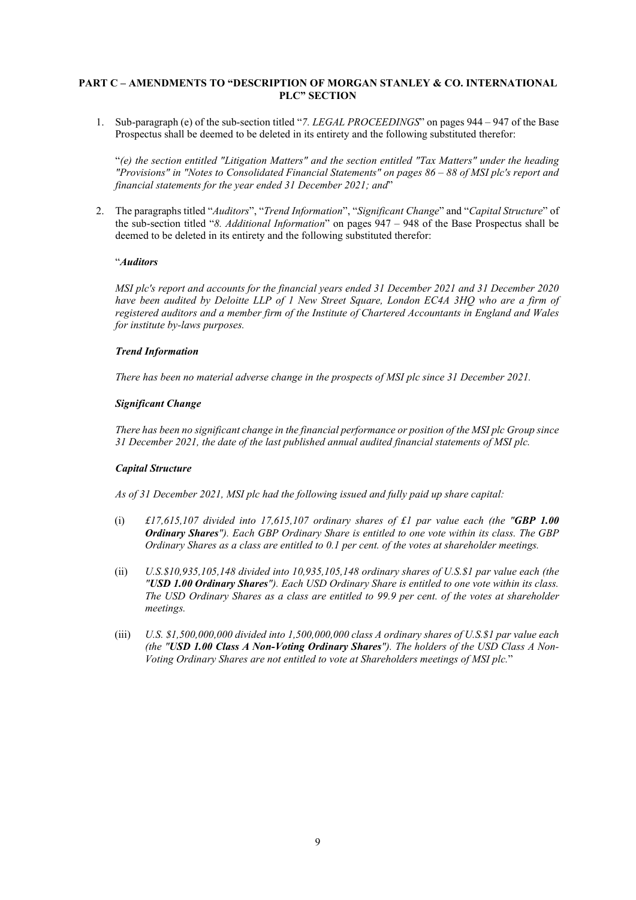## PART C – AMENDMENTS TO "DESCRIPTION OF MORGAN STANLEY & CO. INTERNATIONAL PLC" SECTION

1. Sub-paragraph (e) of the sub-section titled "*7. LEGAL PROCEEDINGS*" on pages 944 – 947 of the Base Prospectus shall be deemed to be deleted in its entirety and the following substituted therefor:

   "*(e) the section entitled "Litigation Matters" and the section entitled "Tax Matters" under the heading "Provisions" in "Notes to Consolidated Financial Statements" on pages 86 – 88 of MSI plc's report and financial statements for the year ended 31 December 2021; and*"

2. The paragraphs titled "*Auditors*", "*Trend Information*", "*Significant Change*" and "*Capital Structure*" of the sub-section titled "*8. Additional Information*" on pages 947 – 948 of the Base Prospectus shall be deemed to be deleted in its entirety and the following substituted therefor:

   "***Auditors***

   *MSI plc's report and accounts for the financial years ended 31 December 2021 and 31 December 2020 have been audited by Deloitte LLP of 1 New Street Square, London EC4A 3HQ who are a firm of registered auditors and a member firm of the Institute of Chartered Accountants in England and Wales for institute by-laws purposes.*

   ***Trend Information***

   *There has been no material adverse change in the prospects of MSI plc since 31 December 2021.*

   ***Significant Change***

   *There has been no significant change in the financial performance or position of the MSI plc Group since 31 December 2021, the date of the last published annual audited financial statements of MSI plc.*

   ***Capital Structure***

   *As of 31 December 2021, MSI plc had the following issued and fully paid up share capital:*

   (i) *£17,615,107 divided into 17,615,107 ordinary shares of £1 par value each (the "**GBP 1.00 Ordinary Shares**"). Each GBP Ordinary Share is entitled to one vote within its class. The GBP Ordinary Shares as a class are entitled to 0.1 per cent. of the votes at shareholder meetings.*

   (ii) *U.S.$10,935,105,148 divided into 10,935,105,148 ordinary shares of U.S.$1 par value each (the "**USD 1.00 Ordinary Shares**"). Each USD Ordinary Share is entitled to one vote within its class. The USD Ordinary Shares as a class are entitled to 99.9 per cent. of the votes at shareholder meetings.*

   (iii) *U.S. $1,500,000,000 divided into 1,500,000,000 class A ordinary shares of U.S.$1 par value each (the "**USD 1.00 Class A Non-Voting Ordinary Shares**"). The holders of the USD Class A Non-Voting Ordinary Shares are not entitled to vote at Shareholders meetings of MSI plc.*"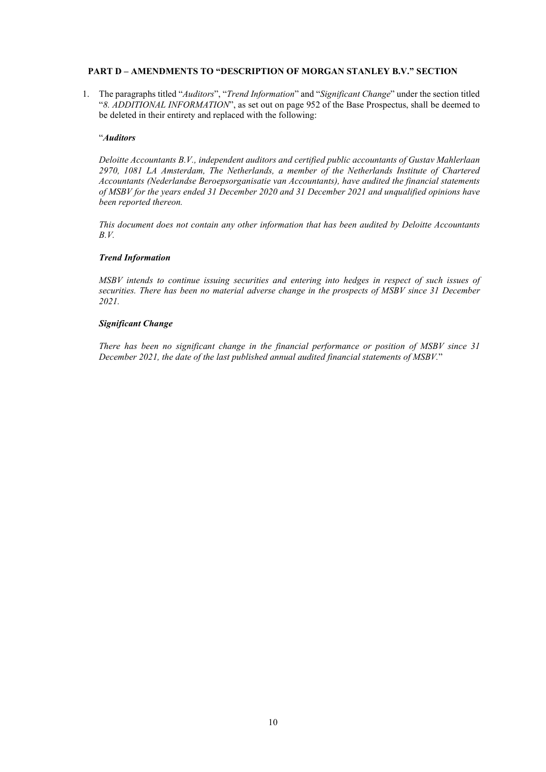**PART D – AMENDMENTS TO "DESCRIPTION OF MORGAN STANLEY B.V." SECTION**

1. The paragraphs titled "*Auditors*", "*Trend Information*" and "*Significant Change*" under the section titled "*8. ADDITIONAL INFORMATION*", as set out on page 952 of the Base Prospectus, shall be deemed to be deleted in their entirety and replaced with the following:

"***Auditors***

*Deloitte Accountants B.V., independent auditors and certified public accountants of Gustav Mahlerlaan 2970, 1081 LA Amsterdam, The Netherlands, a member of the Netherlands Institute of Chartered Accountants (Nederlandse Beroepsorganisatie van Accountants), have audited the financial statements of MSBV for the years ended 31 December 2020 and 31 December 2021 and unqualified opinions have been reported thereon.*

*This document does not contain any other information that has been audited by Deloitte Accountants B.V.*

***Trend Information***

*MSBV intends to continue issuing securities and entering into hedges in respect of such issues of securities. There has been no material adverse change in the prospects of MSBV since 31 December 2021.*

***Significant Change***

*There has been no significant change in the financial performance or position of MSBV since 31 December 2021, the date of the last published annual audited financial statements of MSBV.*"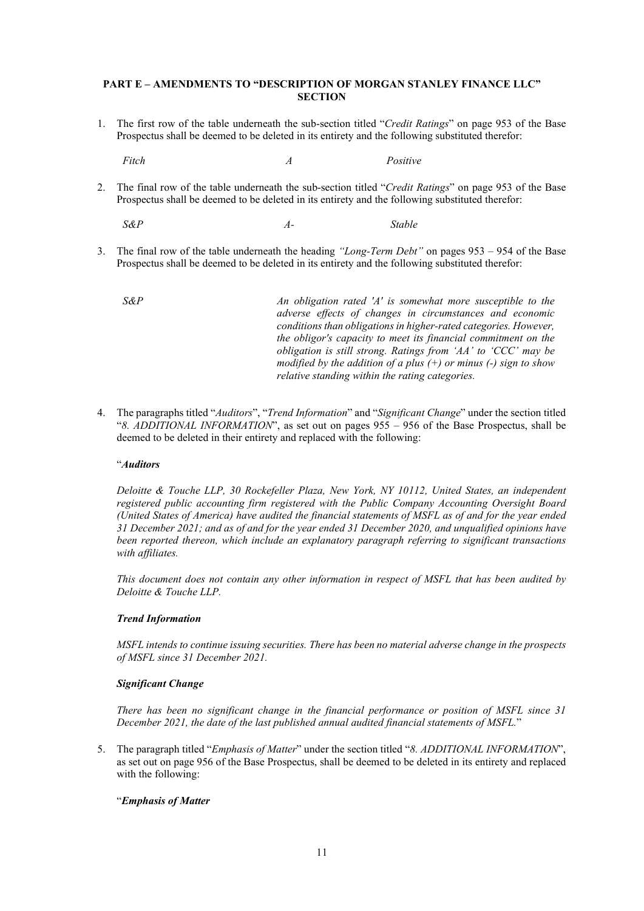## PART E – AMENDMENTS TO "DESCRIPTION OF MORGAN STANLEY FINANCE LLC" SECTION

1. The first row of the table underneath the sub-section titled "*Credit Ratings*" on page 953 of the Base Prospectus shall be deemed to be deleted in its entirety and the following substituted therefor:

| | | |
|---|---|---|
| *Fitch* | *A* | *Positive* |

2. The final row of the table underneath the sub-section titled "*Credit Ratings*" on page 953 of the Base Prospectus shall be deemed to be deleted in its entirety and the following substituted therefor:

| | | |
|---|---|---|
| *S&P* | *A-* | *Stable* |

3. The final row of the table underneath the heading *"Long-Term Debt"* on pages 953 – 954 of the Base Prospectus shall be deemed to be deleted in its entirety and the following substituted therefor:

| | |
|---|---|
| *S&P* | *An obligation rated 'A' is somewhat more susceptible to the adverse effects of changes in circumstances and economic conditions than obligations in higher-rated categories. However, the obligor's capacity to meet its financial commitment on the obligation is still strong. Ratings from 'AA' to 'CCC' may be modified by the addition of a plus (+) or minus (-) sign to show relative standing within the rating categories.* |

4. The paragraphs titled "*Auditors*", "*Trend Information*" and "*Significant Change*" under the section titled "*8. ADDITIONAL INFORMATION*", as set out on pages 955 – 956 of the Base Prospectus, shall be deemed to be deleted in their entirety and replaced with the following:

"***Auditors***

*Deloitte & Touche LLP, 30 Rockefeller Plaza, New York, NY 10112, United States, an independent registered public accounting firm registered with the Public Company Accounting Oversight Board (United States of America) have audited the financial statements of MSFL as of and for the year ended 31 December 2021; and as of and for the year ended 31 December 2020, and unqualified opinions have been reported thereon, which include an explanatory paragraph referring to significant transactions with affiliates.*

*This document does not contain any other information in respect of MSFL that has been audited by Deloitte & Touche LLP.*

***Trend Information***

*MSFL intends to continue issuing securities. There has been no material adverse change in the prospects of MSFL since 31 December 2021.*

***Significant Change***

*There has been no significant change in the financial performance or position of MSFL since 31 December 2021, the date of the last published annual audited financial statements of MSFL.*"

5. The paragraph titled "*Emphasis of Matter*" under the section titled "*8. ADDITIONAL INFORMATION*", as set out on page 956 of the Base Prospectus, shall be deemed to be deleted in its entirety and replaced with the following:

"***Emphasis of Matter***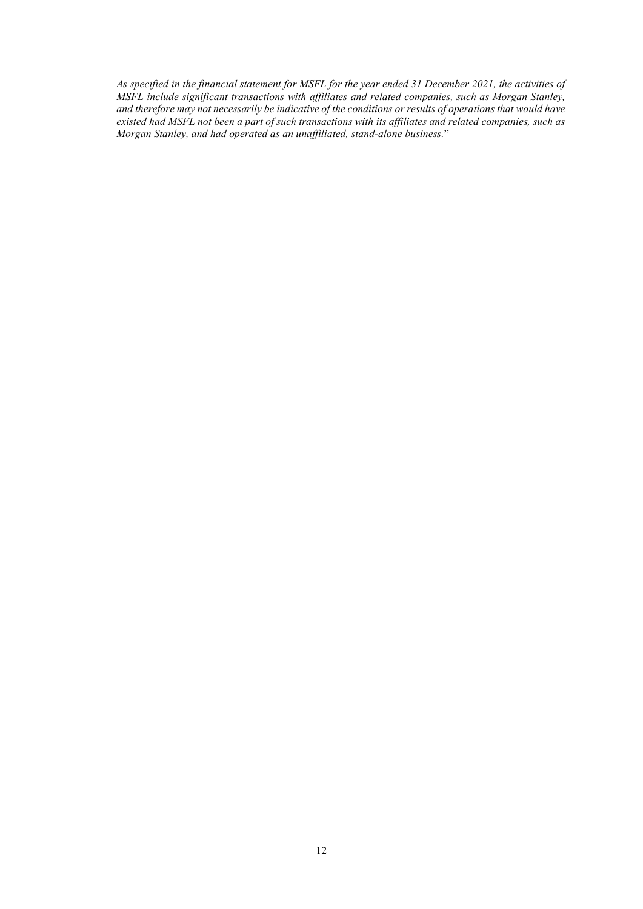*As specified in the financial statement for MSFL for the year ended 31 December 2021, the activities of MSFL include significant transactions with affiliates and related companies, such as Morgan Stanley, and therefore may not necessarily be indicative of the conditions or results of operations that would have existed had MSFL not been a part of such transactions with its affiliates and related companies, such as Morgan Stanley, and had operated as an unaffiliated, stand-alone business.*"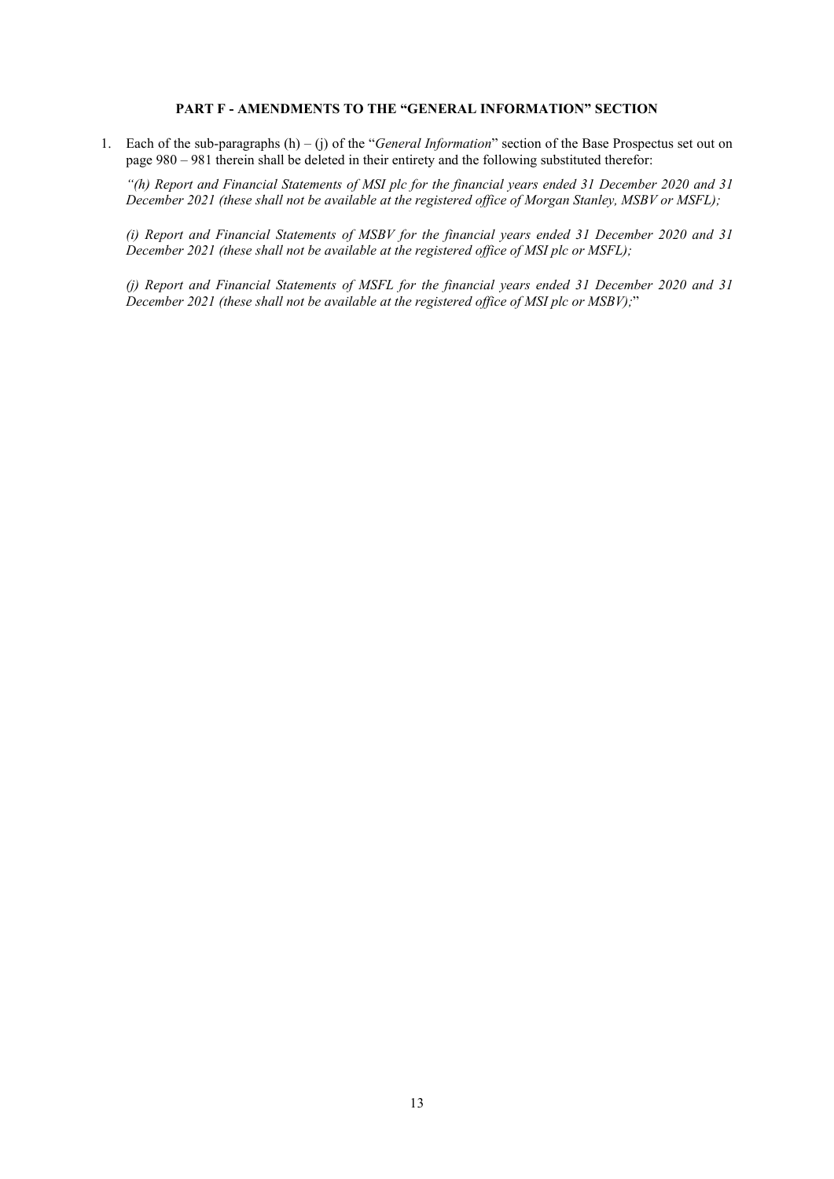## PART F - AMENDMENTS TO THE "GENERAL INFORMATION" SECTION

1. Each of the sub-paragraphs (h) – (j) of the "*General Information*" section of the Base Prospectus set out on page 980 – 981 therein shall be deleted in their entirety and the following substituted therefor:

   *"(h) Report and Financial Statements of MSI plc for the financial years ended 31 December 2020 and 31 December 2021 (these shall not be available at the registered office of Morgan Stanley, MSBV or MSFL);*

   *(i) Report and Financial Statements of MSBV for the financial years ended 31 December 2020 and 31 December 2021 (these shall not be available at the registered office of MSI plc or MSFL);*

   *(j) Report and Financial Statements of MSFL for the financial years ended 31 December 2020 and 31 December 2021 (these shall not be available at the registered office of MSI plc or MSBV);*"